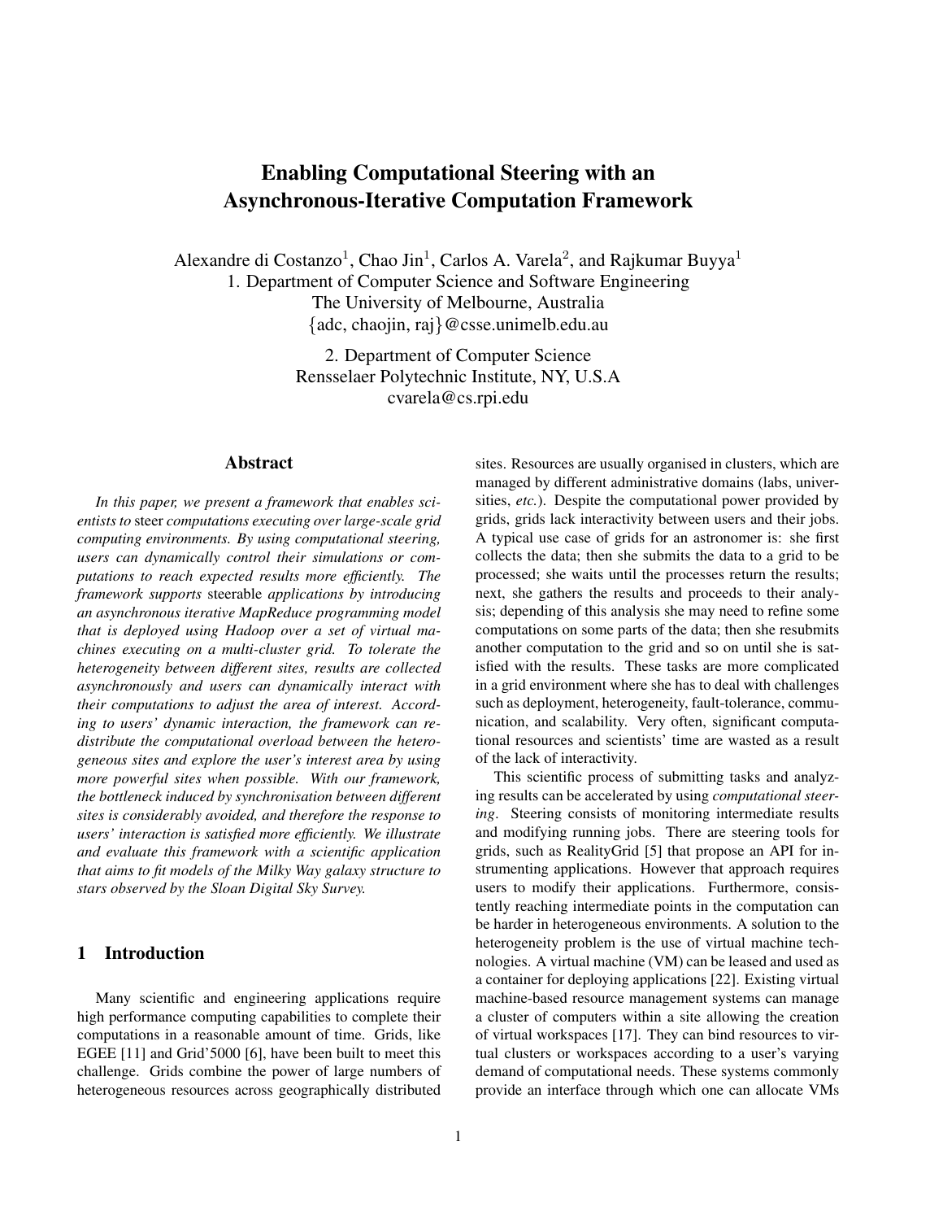# Enabling Computational Steering with an Asynchronous-Iterative Computation Framework

Alexandre di Costanzo[1], Chao Jin[1], Carlos A. Varela[2], and Rajkumar Buyya[1]

1. Department of Computer Science and Software Engineering
The University of Melbourne, Australia
{adc, chaojin, raj}@csse.unimelb.edu.au

2. Department of Computer Science
Rensselaer Polytechnic Institute, NY, U.S.A
cvarela@cs.rpi.edu

## Abstract

*In this paper, we present a framework that enables scientists to* steer *computations executing over large-scale grid computing environments. By using computational steering, users can dynamically control their simulations or computations to reach expected results more efficiently. The framework supports* steerable *applications by introducing an asynchronous iterative MapReduce programming model that is deployed using Hadoop over a set of virtual machines executing on a multi-cluster grid. To tolerate the heterogeneity between different sites, results are collected asynchronously and users can dynamically interact with their computations to adjust the area of interest. According to users' dynamic interaction, the framework can redistribute the computational overload between the heterogeneous sites and explore the user's interest area by using more powerful sites when possible. With our framework, the bottleneck induced by synchronisation between different sites is considerably avoided, and therefore the response to users' interaction is satisfied more efficiently. We illustrate and evaluate this framework with a scientific application that aims to fit models of the Milky Way galaxy structure to stars observed by the Sloan Digital Sky Survey.*

## 1 Introduction

Many scientific and engineering applications require high performance computing capabilities to complete their computations in a reasonable amount of time. Grids, like EGEE [11] and Grid'5000 [6], have been built to meet this challenge. Grids combine the power of large numbers of heterogeneous resources across geographically distributed sites. Resources are usually organised in clusters, which are managed by different administrative domains (labs, universities, *etc.*). Despite the computational power provided by grids, grids lack interactivity between users and their jobs. A typical use case of grids for an astronomer is: she first collects the data; then she submits the data to a grid to be processed; she waits until the processes return the results; next, she gathers the results and proceeds to their analysis; depending of this analysis she may need to refine some computations on some parts of the data; then she resubmits another computation to the grid and so on until she is satisfied with the results. These tasks are more complicated in a grid environment where she has to deal with challenges such as deployment, heterogeneity, fault-tolerance, communication, and scalability. Very often, significant computational resources and scientists' time are wasted as a result of the lack of interactivity.

This scientific process of submitting tasks and analyzing results can be accelerated by using *computational steering*. Steering consists of monitoring intermediate results and modifying running jobs. There are steering tools for grids, such as RealityGrid [5] that propose an API for instrumenting applications. However that approach requires users to modify their applications. Furthermore, consistently reaching intermediate points in the computation can be harder in heterogeneous environments. A solution to the heterogeneity problem is the use of virtual machine technologies. A virtual machine (VM) can be leased and used as a container for deploying applications [22]. Existing virtual machine-based resource management systems can manage a cluster of computers within a site allowing the creation of virtual workspaces [17]. They can bind resources to virtual clusters or workspaces according to a user's varying demand of computational needs. These systems commonly provide an interface through which one can allocate VMs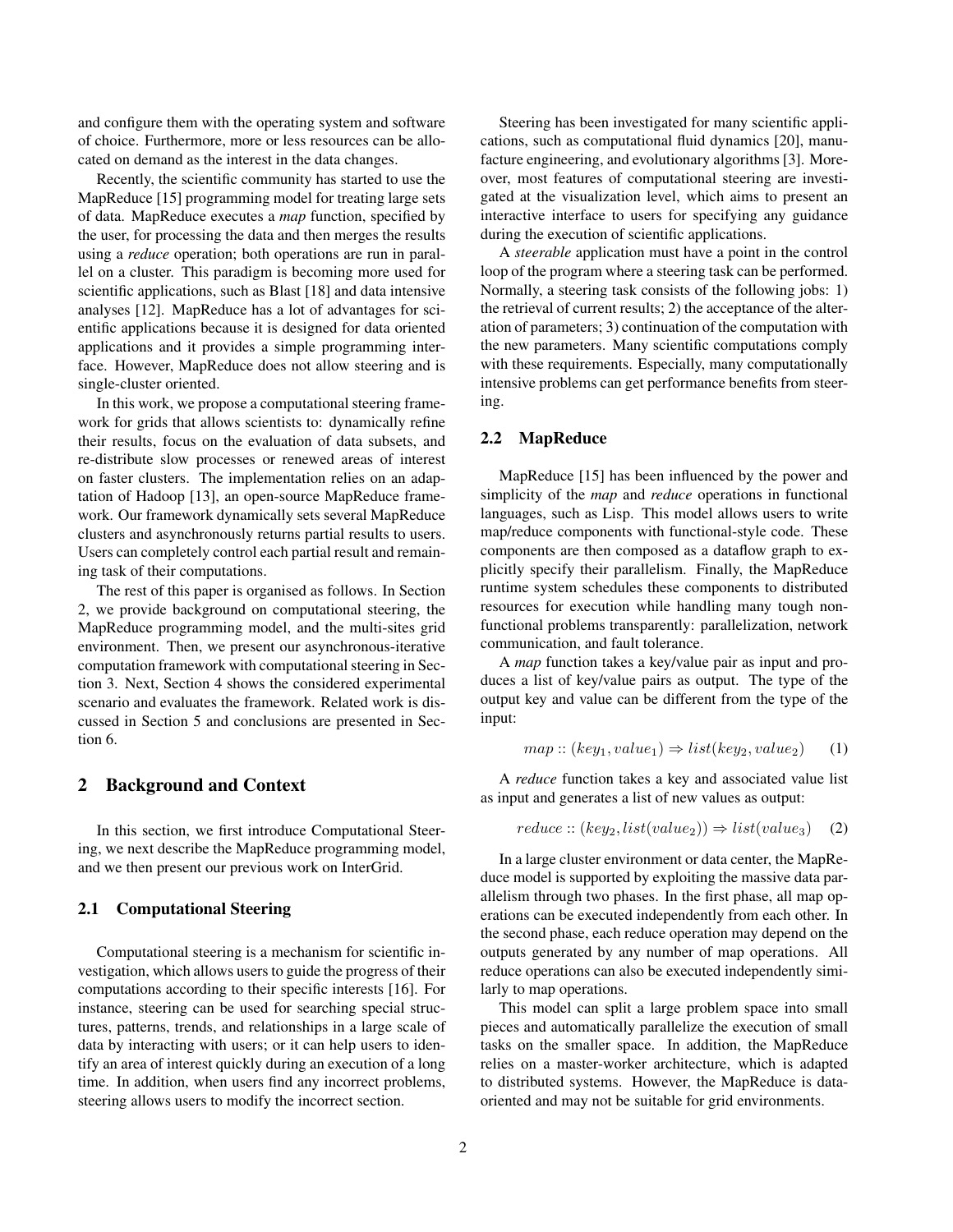and configure them with the operating system and software of choice. Furthermore, more or less resources can be allocated on demand as the interest in the data changes.

Recently, the scientific community has started to use the MapReduce [15] programming model for treating large sets of data. MapReduce executes a *map* function, specified by the user, for processing the data and then merges the results using a *reduce* operation; both operations are run in parallel on a cluster. This paradigm is becoming more used for scientific applications, such as Blast [18] and data intensive analyses [12]. MapReduce has a lot of advantages for scientific applications because it is designed for data oriented applications and it provides a simple programming interface. However, MapReduce does not allow steering and is single-cluster oriented.

In this work, we propose a computational steering framework for grids that allows scientists to: dynamically refine their results, focus on the evaluation of data subsets, and re-distribute slow processes or renewed areas of interest on faster clusters. The implementation relies on an adaptation of Hadoop [13], an open-source MapReduce framework. Our framework dynamically sets several MapReduce clusters and asynchronously returns partial results to users. Users can completely control each partial result and remaining task of their computations.

The rest of this paper is organised as follows. In Section 2, we provide background on computational steering, the MapReduce programming model, and the multi-sites grid environment. Then, we present our asynchronous-iterative computation framework with computational steering in Section 3. Next, Section 4 shows the considered experimental scenario and evaluates the framework. Related work is discussed in Section 5 and conclusions are presented in Section 6.

## 2 Background and Context

In this section, we first introduce Computational Steering, we next describe the MapReduce programming model, and we then present our previous work on InterGrid.

### 2.1 Computational Steering

Computational steering is a mechanism for scientific investigation, which allows users to guide the progress of their computations according to their specific interests [16]. For instance, steering can be used for searching special structures, patterns, trends, and relationships in a large scale of data by interacting with users; or it can help users to identify an area of interest quickly during an execution of a long time. In addition, when users find any incorrect problems, steering allows users to modify the incorrect section.

Steering has been investigated for many scientific applications, such as computational fluid dynamics [20], manufacture engineering, and evolutionary algorithms [3]. Moreover, most features of computational steering are investigated at the visualization level, which aims to present an interactive interface to users for specifying any guidance during the execution of scientific applications.

A *steerable* application must have a point in the control loop of the program where a steering task can be performed. Normally, a steering task consists of the following jobs: 1) the retrieval of current results; 2) the acceptance of the alteration of parameters; 3) continuation of the computation with the new parameters. Many scientific computations comply with these requirements. Especially, many computationally intensive problems can get performance benefits from steering.

### 2.2 MapReduce

MapReduce [15] has been influenced by the power and simplicity of the *map* and *reduce* operations in functional languages, such as Lisp. This model allows users to write map/reduce components with functional-style code. These components are then composed as a dataflow graph to explicitly specify their parallelism. Finally, the MapReduce runtime system schedules these components to distributed resources for execution while handling many tough non-functional problems transparently: parallelization, network communication, and fault tolerance.

A *map* function takes a key/value pair as input and produces a list of key/value pairs as output. The type of the output key and value can be different from the type of the input:

$$map :: (key_1, value_1) \Rightarrow list(key_2, value_2) \quad (1)$$

A *reduce* function takes a key and associated value list as input and generates a list of new values as output:

$$reduce :: (key_2, list(value_2)) \Rightarrow list(value_3) \quad (2)$$

In a large cluster environment or data center, the MapReduce model is supported by exploiting the massive data parallelism through two phases. In the first phase, all map operations can be executed independently from each other. In the second phase, each reduce operation may depend on the outputs generated by any number of map operations. All reduce operations can also be executed independently similarly to map operations.

This model can split a large problem space into small pieces and automatically parallelize the execution of small tasks on the smaller space. In addition, the MapReduce relies on a master-worker architecture, which is adapted to distributed systems. However, the MapReduce is data-oriented and may not be suitable for grid environments.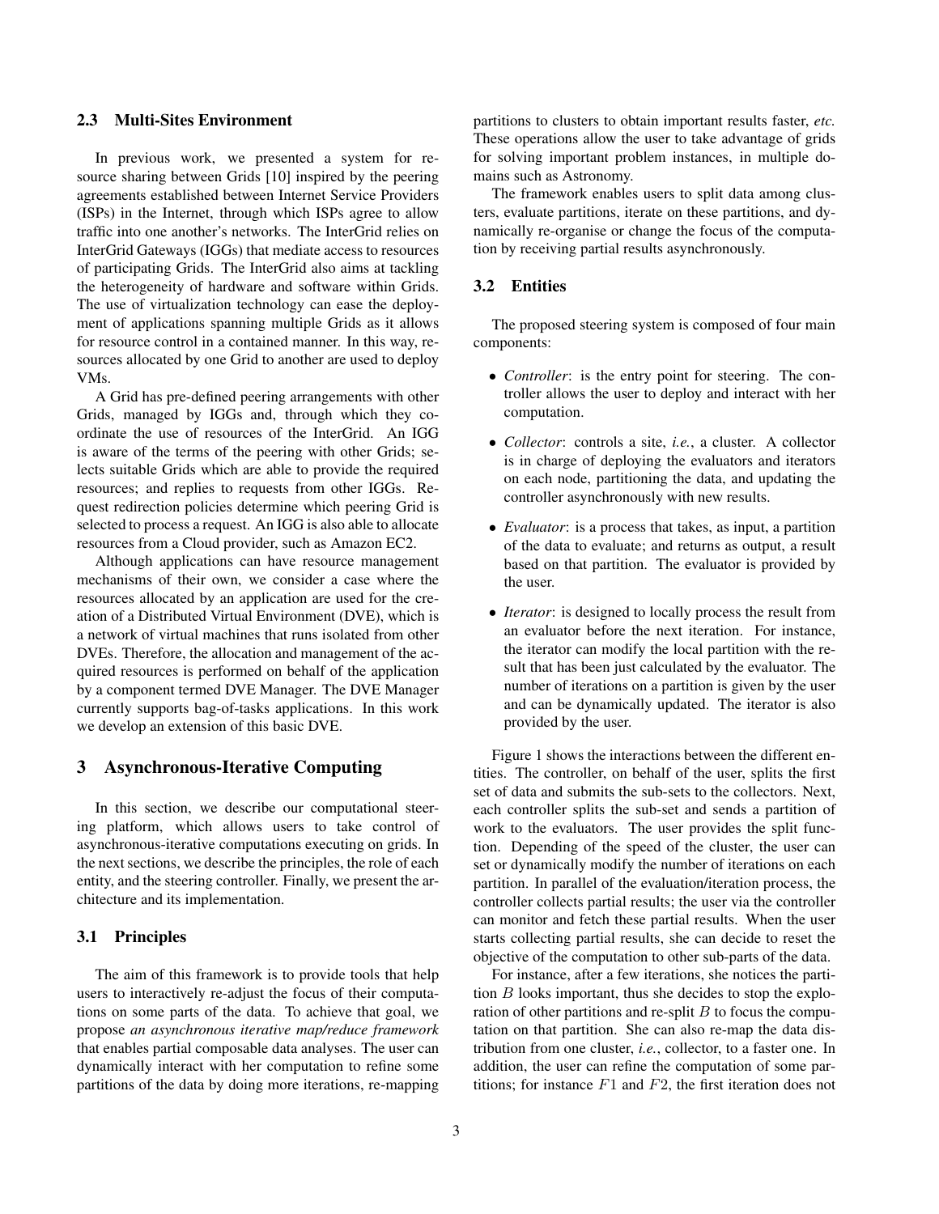### 2.3 Multi-Sites Environment

In previous work, we presented a system for resource sharing between Grids [10] inspired by the peering agreements established between Internet Service Providers (ISPs) in the Internet, through which ISPs agree to allow traffic into one another's networks. The InterGrid relies on InterGrid Gateways (IGGs) that mediate access to resources of participating Grids. The InterGrid also aims at tackling the heterogeneity of hardware and software within Grids. The use of virtualization technology can ease the deployment of applications spanning multiple Grids as it allows for resource control in a contained manner. In this way, resources allocated by one Grid to another are used to deploy VMs.

A Grid has pre-defined peering arrangements with other Grids, managed by IGGs and, through which they coordinate the use of resources of the InterGrid. An IGG is aware of the terms of the peering with other Grids; selects suitable Grids which are able to provide the required resources; and replies to requests from other IGGs. Request redirection policies determine which peering Grid is selected to process a request. An IGG is also able to allocate resources from a Cloud provider, such as Amazon EC2.

Although applications can have resource management mechanisms of their own, we consider a case where the resources allocated by an application are used for the creation of a Distributed Virtual Environment (DVE), which is a network of virtual machines that runs isolated from other DVEs. Therefore, the allocation and management of the acquired resources is performed on behalf of the application by a component termed DVE Manager. The DVE Manager currently supports bag-of-tasks applications. In this work we develop an extension of this basic DVE.

## 3 Asynchronous-Iterative Computing

In this section, we describe our computational steering platform, which allows users to take control of asynchronous-iterative computations executing on grids. In the next sections, we describe the principles, the role of each entity, and the steering controller. Finally, we present the architecture and its implementation.

### 3.1 Principles

The aim of this framework is to provide tools that help users to interactively re-adjust the focus of their computations on some parts of the data. To achieve that goal, we propose *an asynchronous iterative map/reduce framework* that enables partial composable data analyses. The user can dynamically interact with her computation to refine some partitions of the data by doing more iterations, re-mapping partitions to clusters to obtain important results faster, *etc.* These operations allow the user to take advantage of grids for solving important problem instances, in multiple domains such as Astronomy.

The framework enables users to split data among clusters, evaluate partitions, iterate on these partitions, and dynamically re-organise or change the focus of the computation by receiving partial results asynchronously.

### 3.2 Entities

The proposed steering system is composed of four main components:

- *Controller*: is the entry point for steering. The controller allows the user to deploy and interact with her computation.
- *Collector*: controls a site, *i.e.*, a cluster. A collector is in charge of deploying the evaluators and iterators on each node, partitioning the data, and updating the controller asynchronously with new results.
- *Evaluator*: is a process that takes, as input, a partition of the data to evaluate; and returns as output, a result based on that partition. The evaluator is provided by the user.
- *Iterator*: is designed to locally process the result from an evaluator before the next iteration. For instance, the iterator can modify the local partition with the result that has been just calculated by the evaluator. The number of iterations on a partition is given by the user and can be dynamically updated. The iterator is also provided by the user.

Figure 1 shows the interactions between the different entities. The controller, on behalf of the user, splits the first set of data and submits the sub-sets to the collectors. Next, each controller splits the sub-set and sends a partition of work to the evaluators. The user provides the split function. Depending of the speed of the cluster, the user can set or dynamically modify the number of iterations on each partition. In parallel of the evaluation/iteration process, the controller collects partial results; the user via the controller can monitor and fetch these partial results. When the user starts collecting partial results, she can decide to reset the objective of the computation to other sub-parts of the data.

For instance, after a few iterations, she notices the partition $B$ looks important, thus she decides to stop the exploration of other partitions and re-split $B$ to focus the computation on that partition. She can also re-map the data distribution from one cluster, *i.e.*, collector, to a faster one. In addition, the user can refine the computation of some partitions; for instance $F1$ and $F2$, the first iteration does not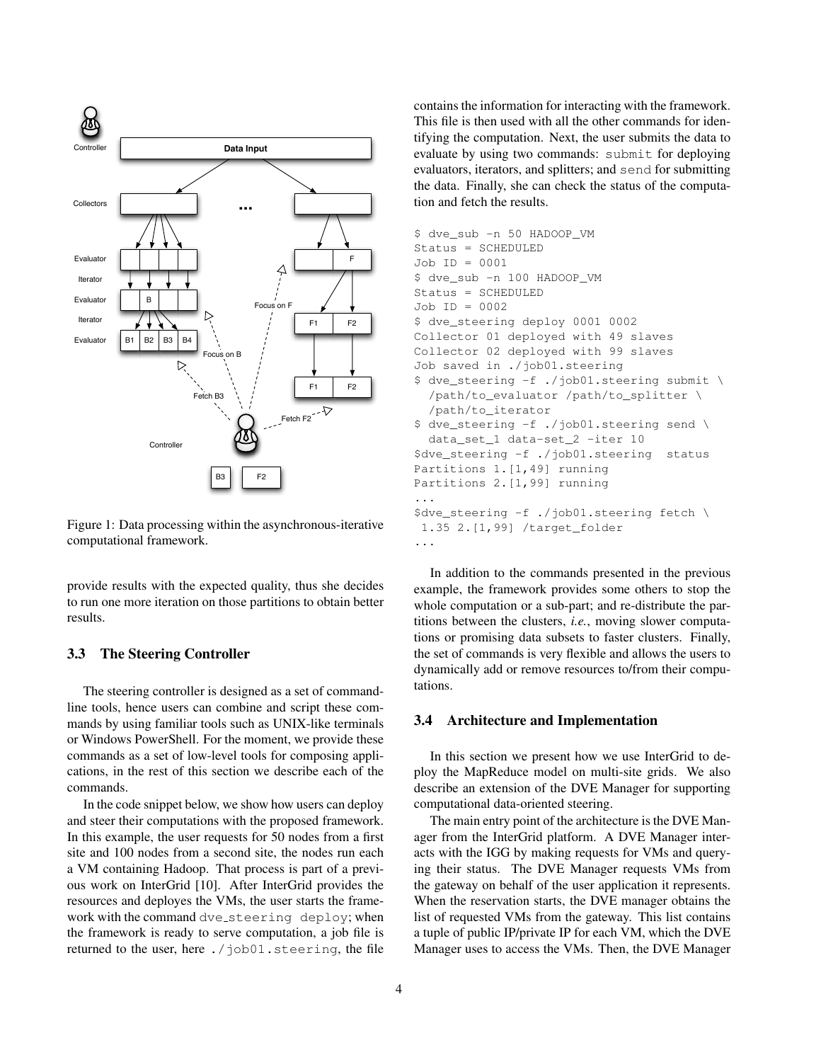Controller

Data Input

Collectors

...

Evaluator

Iterator

Evaluator

B

Iterator

Evaluator

B1 B2 B3 B4

F

Focus on F

F1 F2

F1 F2

Focus on B

Fetch B3

Fetch F2

Controller

B3 F2

Figure 1: Data processing within the asynchronous-iterative computational framework.

provide results with the expected quality, thus she decides to run one more iteration on those partitions to obtain better results.

### 3.3 The Steering Controller

The steering controller is designed as a set of command-line tools, hence users can combine and script these commands by using familiar tools such as UNIX-like terminals or Windows PowerShell. For the moment, we provide these commands as a set of low-level tools for composing applications, in the rest of this section we describe each of the commands.

In the code snippet below, we show how users can deploy and steer their computations with the proposed framework. In this example, the user requests for 50 nodes from a first site and 100 nodes from a second site, the nodes run each a VM containing Hadoop. That process is part of a previous work on InterGrid [10]. After InterGrid provides the resources and deployes the VMs, the user starts the framework with the command `dve_steering deploy`; when the framework is ready to serve computation, a job file is returned to the user, here `./job01.steering`, the file contains the information for interacting with the framework. This file is then used with all the other commands for identifying the computation. Next, the user submits the data to evaluate by using two commands: `submit` for deploying evaluators, iterators, and splitters; and `send` for submitting the data. Finally, she can check the status of the computation and fetch the results.

```
$ dve_sub -n 50 HADOOP_VM
Status = SCHEDULED
Job ID = 0001
$ dve_sub -n 100 HADOOP_VM
Status = SCHEDULED
Job ID = 0002
$ dve_steering deploy 0001 0002
Collector 01 deployed with 49 slaves
Collector 02 deployed with 99 slaves
Job saved in ./job01.steering
$ dve_steering -f ./job01.steering submit \
  /path/to_evaluator /path/to_splitter \
  /path/to_iterator
$ dve_steering -f ./job01.steering send \
  data_set_1 data-set_2 -iter 10
$dve_steering -f ./job01.steering  status
Partitions 1.[1,49] running
Partitions 2.[1,99] running
...
$dve_steering -f ./job01.steering fetch \
 1.35 2.[1,99] /target_folder
...
```

In addition to the commands presented in the previous example, the framework provides some others to stop the whole computation or a sub-part; and re-distribute the partitions between the clusters, *i.e.*, moving slower computations or promising data subsets to faster clusters. Finally, the set of commands is very flexible and allows the users to dynamically add or remove resources to/from their computations.

### 3.4 Architecture and Implementation

In this section we present how we use InterGrid to deploy the MapReduce model on multi-site grids. We also describe an extension of the DVE Manager for supporting computational data-oriented steering.

The main entry point of the architecture is the DVE Manager from the InterGrid platform. A DVE Manager interacts with the IGG by making requests for VMs and querying their status. The DVE Manager requests VMs from the gateway on behalf of the user application it represents. When the reservation starts, the DVE manager obtains the list of requested VMs from the gateway. This list contains a tuple of public IP/private IP for each VM, which the DVE Manager uses to access the VMs. Then, the DVE Manager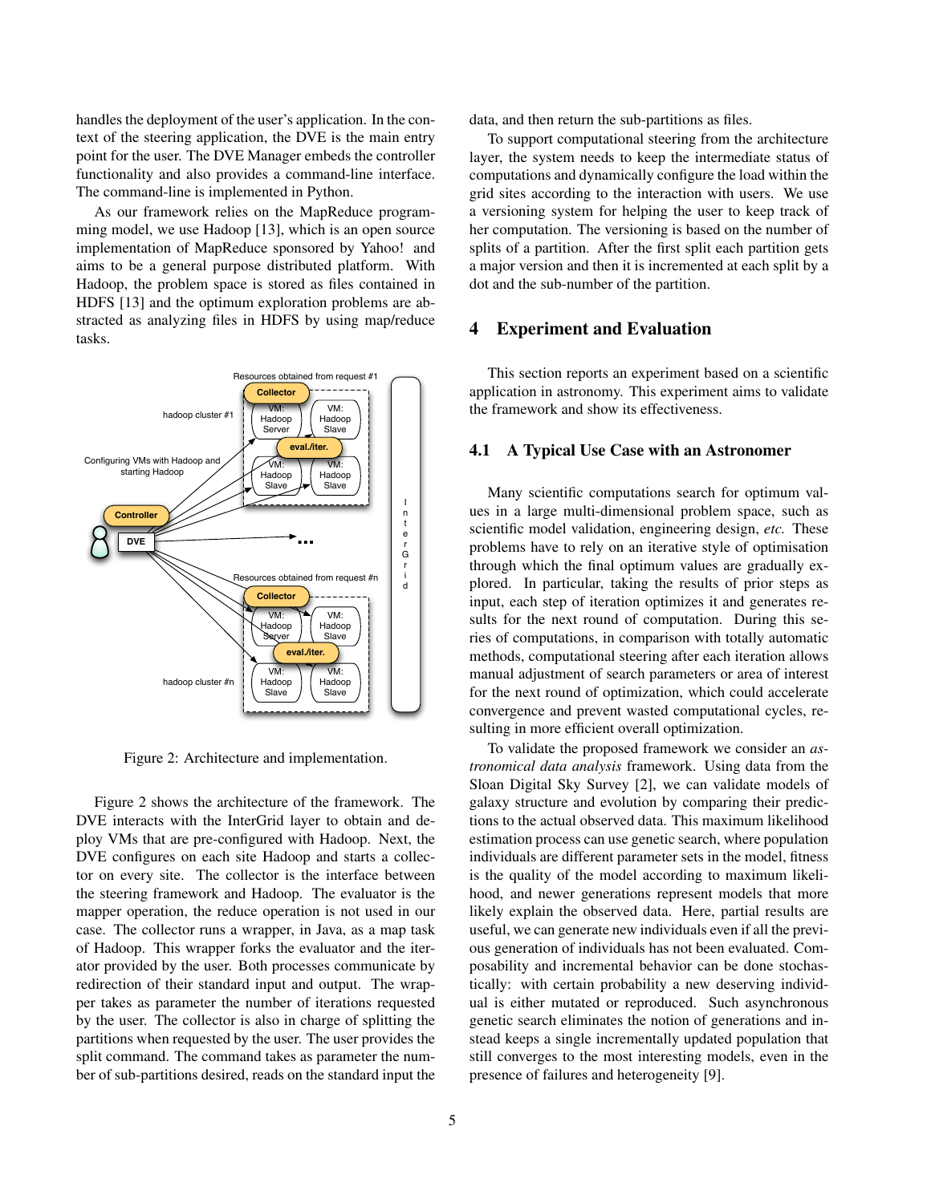handles the deployment of the user's application. In the context of the steering application, the DVE is the main entry point for the user. The DVE Manager embeds the controller functionality and also provides a command-line interface. The command-line is implemented in Python.

As our framework relies on the MapReduce programming model, we use Hadoop [13], which is an open source implementation of MapReduce sponsored by Yahoo! and aims to be a general purpose distributed platform. With Hadoop, the problem space is stored as files contained in HDFS [13] and the optimum exploration problems are abstracted as analyzing files in HDFS by using map/reduce tasks.

Resources obtained from request #1
Collector
hadoop cluster #1
VM: Hadoop Server
VM: Hadoop Slave
eval./iter.
Configuring VMs with Hadoop and starting Hadoop
VM: Hadoop Slave
VM: Hadoop Slave
Controller
DVE
...
InterGrid
Resources obtained from request #n
Collector
VM: Hadoop Server
VM: Hadoop Slave
eval./iter.
hadoop cluster #n
VM: Hadoop Slave
VM: Hadoop Slave

Figure 2: Architecture and implementation.

Figure 2 shows the architecture of the framework. The DVE interacts with the InterGrid layer to obtain and deploy VMs that are pre-configured with Hadoop. Next, the DVE configures on each site Hadoop and starts a collector on every site. The collector is the interface between the steering framework and Hadoop. The evaluator is the mapper operation, the reduce operation is not used in our case. The collector runs a wrapper, in Java, as a map task of Hadoop. This wrapper forks the evaluator and the iterator provided by the user. Both processes communicate by redirection of their standard input and output. The wrapper takes as parameter the number of iterations requested by the user. The collector is also in charge of splitting the partitions when requested by the user. The user provides the split command. The command takes as parameter the number of sub-partitions desired, reads on the standard input the data, and then return the sub-partitions as files.

To support computational steering from the architecture layer, the system needs to keep the intermediate status of computations and dynamically configure the load within the grid sites according to the interaction with users. We use a versioning system for helping the user to keep track of her computation. The versioning is based on the number of splits of a partition. After the first split each partition gets a major version and then it is incremented at each split by a dot and the sub-number of the partition.

# 4 Experiment and Evaluation

This section reports an experiment based on a scientific application in astronomy. This experiment aims to validate the framework and show its effectiveness.

## 4.1 A Typical Use Case with an Astronomer

Many scientific computations search for optimum values in a large multi-dimensional problem space, such as scientific model validation, engineering design, *etc.* These problems have to rely on an iterative style of optimisation through which the final optimum values are gradually explored. In particular, taking the results of prior steps as input, each step of iteration optimizes it and generates results for the next round of computation. During this series of computations, in comparison with totally automatic methods, computational steering after each iteration allows manual adjustment of search parameters or area of interest for the next round of optimization, which could accelerate convergence and prevent wasted computational cycles, resulting in more efficient overall optimization.

To validate the proposed framework we consider an *astronomical data analysis* framework. Using data from the Sloan Digital Sky Survey [2], we can validate models of galaxy structure and evolution by comparing their predictions to the actual observed data. This maximum likelihood estimation process can use genetic search, where population individuals are different parameter sets in the model, fitness is the quality of the model according to maximum likelihood, and newer generations represent models that more likely explain the observed data. Here, partial results are useful, we can generate new individuals even if all the previous generation of individuals has not been evaluated. Composability and incremental behavior can be done stochastically: with certain probability a new deserving individual is either mutated or reproduced. Such asynchronous genetic search eliminates the notion of generations and instead keeps a single incrementally updated population that still converges to the most interesting models, even in the presence of failures and heterogeneity [9].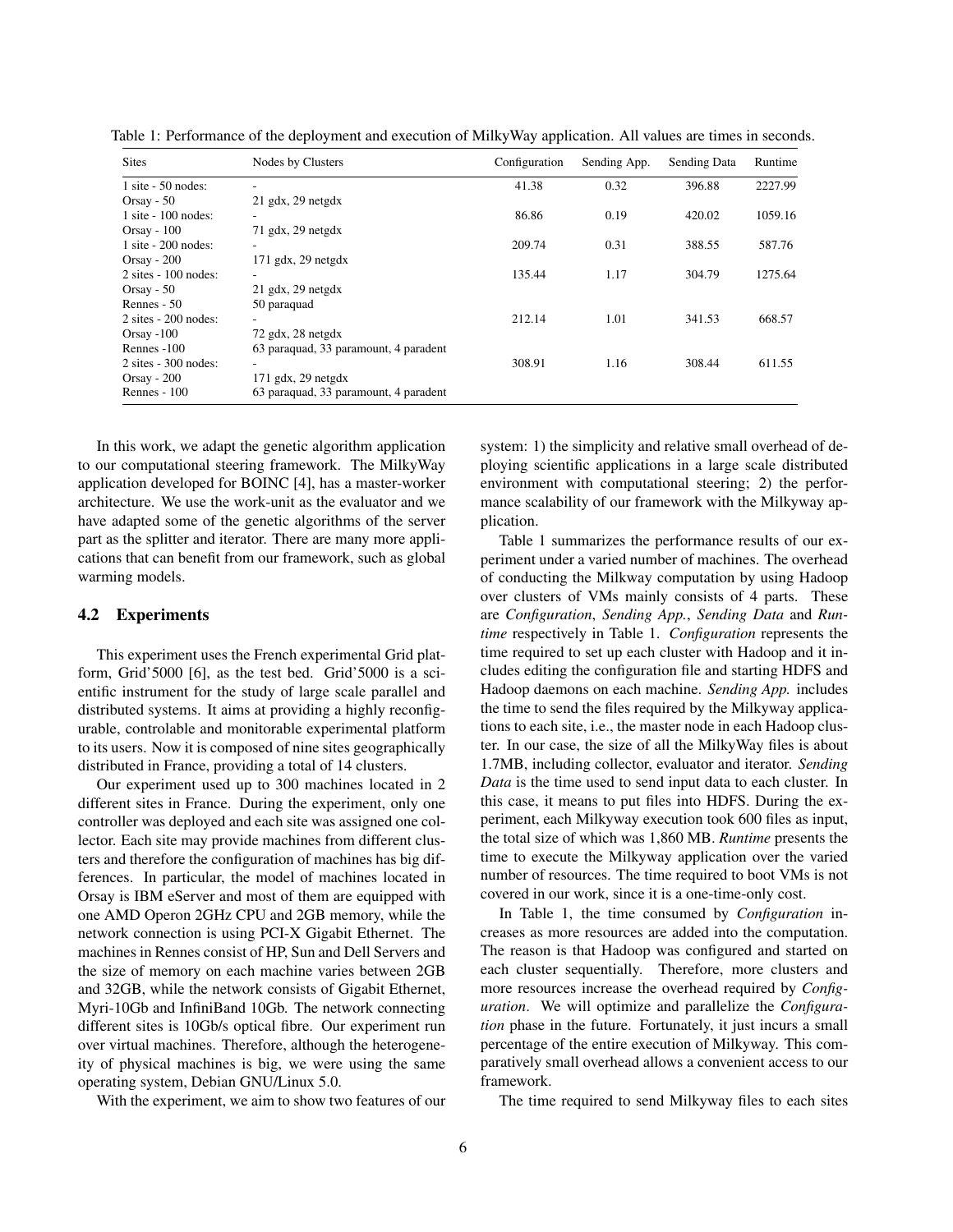Table 1: Performance of the deployment and execution of MilkyWay application. All values are times in seconds.

| Sites | Nodes by Clusters | Configuration | Sending App. | Sending Data | Runtime |
|---|---|---|---|---|---|
| 1 site - 50 nodes: | - | 41.38 | 0.32 | 396.88 | 2227.99 |
| Orsay - 50 | 21 gdx, 29 netgdx | | | | |
| 1 site - 100 nodes: | - | 86.86 | 0.19 | 420.02 | 1059.16 |
| Orsay - 100 | 71 gdx, 29 netgdx | | | | |
| 1 site - 200 nodes: | - | 209.74 | 0.31 | 388.55 | 587.76 |
| Orsay - 200 | 171 gdx, 29 netgdx | | | | |
| 2 sites - 100 nodes: | - | 135.44 | 1.17 | 304.79 | 1275.64 |
| Orsay - 50 | 21 gdx, 29 netgdx | | | | |
| Rennes - 50 | 50 paraquad | | | | |
| 2 sites - 200 nodes: | - | 212.14 | 1.01 | 341.53 | 668.57 |
| Orsay -100 | 72 gdx, 28 netgdx | | | | |
| Rennes -100 | 63 paraquad, 33 paramount, 4 paradent | | | | |
| 2 sites - 300 nodes: | - | 308.91 | 1.16 | 308.44 | 611.55 |
| Orsay - 200 | 171 gdx, 29 netgdx | | | | |
| Rennes - 100 | 63 paraquad, 33 paramount, 4 paradent | | | | |

In this work, we adapt the genetic algorithm application to our computational steering framework. The MilkyWay application developed for BOINC [4], has a master-worker architecture. We use the work-unit as the evaluator and we have adapted some of the genetic algorithms of the server part as the splitter and iterator. There are many more applications that can benefit from our framework, such as global warming models.

### 4.2 Experiments

This experiment uses the French experimental Grid platform, Grid'5000 [6], as the test bed. Grid'5000 is a scientific instrument for the study of large scale parallel and distributed systems. It aims at providing a highly reconfigurable, controlable and monitorable experimental platform to its users. Now it is composed of nine sites geographically distributed in France, providing a total of 14 clusters.

Our experiment used up to 300 machines located in 2 different sites in France. During the experiment, only one controller was deployed and each site was assigned one collector. Each site may provide machines from different clusters and therefore the configuration of machines has big differences. In particular, the model of machines located in Orsay is IBM eServer and most of them are equipped with one AMD Operon 2GHz CPU and 2GB memory, while the network connection is using PCI-X Gigabit Ethernet. The machines in Rennes consist of HP, Sun and Dell Servers and the size of memory on each machine varies between 2GB and 32GB, while the network consists of Gigabit Ethernet, Myri-10Gb and InfiniBand 10Gb. The network connecting different sites is 10Gb/s optical fibre. Our experiment run over virtual machines. Therefore, although the heterogeneity of physical machines is big, we were using the same operating system, Debian GNU/Linux 5.0.

With the experiment, we aim to show two features of our system: 1) the simplicity and relative small overhead of deploying scientific applications in a large scale distributed environment with computational steering; 2) the performance scalability of our framework with the Milkyway application.

Table 1 summarizes the performance results of our experiment under a varied number of machines. The overhead of conducting the Milkway computation by using Hadoop over clusters of VMs mainly consists of 4 parts. These are *Configuration*, *Sending App.*, *Sending Data* and *Runtime* respectively in Table 1. *Configuration* represents the time required to set up each cluster with Hadoop and it includes editing the configuration file and starting HDFS and Hadoop daemons on each machine. *Sending App.* includes the time to send the files required by the Milkyway applications to each site, i.e., the master node in each Hadoop cluster. In our case, the size of all the MilkyWay files is about 1.7MB, including collector, evaluator and iterator. *Sending Data* is the time used to send input data to each cluster. In this case, it means to put files into HDFS. During the experiment, each Milkyway execution took 600 files as input, the total size of which was 1,860 MB. *Runtime* presents the time to execute the Milkyway application over the varied number of resources. The time required to boot VMs is not covered in our work, since it is a one-time-only cost.

In Table 1, the time consumed by *Configuration* increases as more resources are added into the computation. The reason is that Hadoop was configured and started on each cluster sequentially. Therefore, more clusters and more resources increase the overhead required by *Configuration*. We will optimize and parallelize the *Configuration* phase in the future. Fortunately, it just incurs a small percentage of the entire execution of Milkyway. This comparatively small overhead allows a convenient access to our framework.

The time required to send Milkyway files to each sites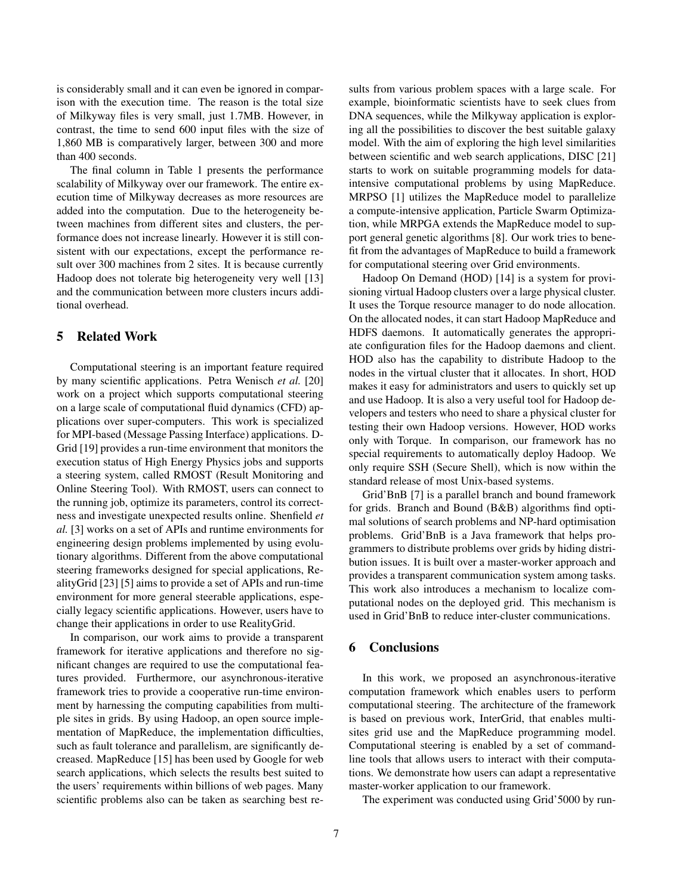is considerably small and it can even be ignored in comparison with the execution time. The reason is the total size of Milkyway files is very small, just 1.7MB. However, in contrast, the time to send 600 input files with the size of 1,860 MB is comparatively larger, between 300 and more than 400 seconds.

The final column in Table 1 presents the performance scalability of Milkyway over our framework. The entire execution time of Milkyway decreases as more resources are added into the computation. Due to the heterogeneity between machines from different sites and clusters, the performance does not increase linearly. However it is still consistent with our expectations, except the performance result over 300 machines from 2 sites. It is because currently Hadoop does not tolerate big heterogeneity very well [13] and the communication between more clusters incurs additional overhead.

## 5 Related Work

Computational steering is an important feature required by many scientific applications. Petra Wenisch *et al.* [20] work on a project which supports computational steering on a large scale of computational fluid dynamics (CFD) applications over super-computers. This work is specialized for MPI-based (Message Passing Interface) applications. D-Grid [19] provides a run-time environment that monitors the execution status of High Energy Physics jobs and supports a steering system, called RMOST (Result Monitoring and Online Steering Tool). With RMOST, users can connect to the running job, optimize its parameters, control its correctness and investigate unexpected results online. Shenfield *et al.* [3] works on a set of APIs and runtime environments for engineering design problems implemented by using evolutionary algorithms. Different from the above computational steering frameworks designed for special applications, RealityGrid [23] [5] aims to provide a set of APIs and run-time environment for more general steerable applications, especially legacy scientific applications. However, users have to change their applications in order to use RealityGrid.

In comparison, our work aims to provide a transparent framework for iterative applications and therefore no significant changes are required to use the computational features provided. Furthermore, our asynchronous-iterative framework tries to provide a cooperative run-time environment by harnessing the computing capabilities from multiple sites in grids. By using Hadoop, an open source implementation of MapReduce, the implementation difficulties, such as fault tolerance and parallelism, are significantly decreased. MapReduce [15] has been used by Google for web search applications, which selects the results best suited to the users' requirements within billions of web pages. Many scientific problems also can be taken as searching best results from various problem spaces with a large scale. For example, bioinformatic scientists have to seek clues from DNA sequences, while the Milkyway application is exploring all the possibilities to discover the best suitable galaxy model. With the aim of exploring the high level similarities between scientific and web search applications, DISC [21] starts to work on suitable programming models for data-intensive computational problems by using MapReduce. MRPSO [1] utilizes the MapReduce model to parallelize a compute-intensive application, Particle Swarm Optimization, while MRPGA extends the MapReduce model to support general genetic algorithms [8]. Our work tries to benefit from the advantages of MapReduce to build a framework for computational steering over Grid environments.

Hadoop On Demand (HOD) [14] is a system for provisioning virtual Hadoop clusters over a large physical cluster. It uses the Torque resource manager to do node allocation. On the allocated nodes, it can start Hadoop MapReduce and HDFS daemons. It automatically generates the appropriate configuration files for the Hadoop daemons and client. HOD also has the capability to distribute Hadoop to the nodes in the virtual cluster that it allocates. In short, HOD makes it easy for administrators and users to quickly set up and use Hadoop. It is also a very useful tool for Hadoop developers and testers who need to share a physical cluster for testing their own Hadoop versions. However, HOD works only with Torque. In comparison, our framework has no special requirements to automatically deploy Hadoop. We only require SSH (Secure Shell), which is now within the standard release of most Unix-based systems.

Grid'BnB [7] is a parallel branch and bound framework for grids. Branch and Bound (B&B) algorithms find optimal solutions of search problems and NP-hard optimisation problems. Grid'BnB is a Java framework that helps programmers to distribute problems over grids by hiding distribution issues. It is built over a master-worker approach and provides a transparent communication system among tasks. This work also introduces a mechanism to localize computational nodes on the deployed grid. This mechanism is used in Grid'BnB to reduce inter-cluster communications.

## 6 Conclusions

In this work, we proposed an asynchronous-iterative computation framework which enables users to perform computational steering. The architecture of the framework is based on previous work, InterGrid, that enables multi-sites grid use and the MapReduce programming model. Computational steering is enabled by a set of commandline tools that allows users to interact with their computations. We demonstrate how users can adapt a representative master-worker application to our framework.

The experiment was conducted using Grid'5000 by run-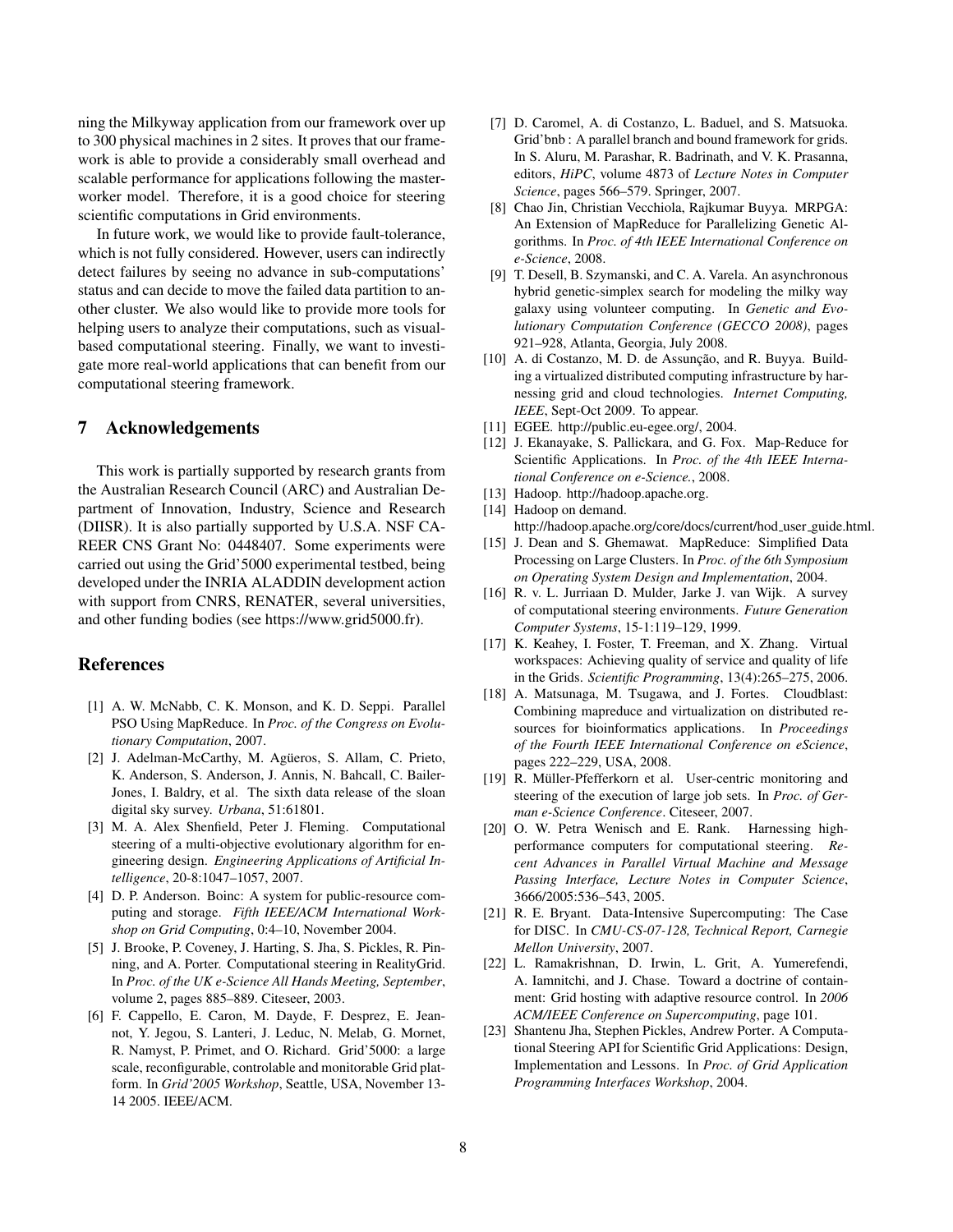ning the Milkyway application from our framework over up to 300 physical machines in 2 sites. It proves that our framework is able to provide a considerably small overhead and scalable performance for applications following the master-worker model. Therefore, it is a good choice for steering scientific computations in Grid environments.

In future work, we would like to provide fault-tolerance, which is not fully considered. However, users can indirectly detect failures by seeing no advance in sub-computations' status and can decide to move the failed data partition to another cluster. We also would like to provide more tools for helping users to analyze their computations, such as visual-based computational steering. Finally, we want to investigate more real-world applications that can benefit from our computational steering framework.

## 7 Acknowledgements

This work is partially supported by research grants from the Australian Research Council (ARC) and Australian Department of Innovation, Industry, Science and Research (DIISR). It is also partially supported by U.S.A. NSF CAREER CNS Grant No: 0448407. Some experiments were carried out using the Grid'5000 experimental testbed, being developed under the INRIA ALADDIN development action with support from CNRS, RENATER, several universities, and other funding bodies (see https://www.grid5000.fr).

## References

[1] A. W. McNabb, C. K. Monson, and K. D. Seppi. Parallel PSO Using MapReduce. In *Proc. of the Congress on Evolutionary Computation*, 2007.

[2] J. Adelman-McCarthy, M. Agüeros, S. Allam, C. Prieto, K. Anderson, S. Anderson, J. Annis, N. Bahcall, C. Bailer-Jones, I. Baldry, et al. The sixth data release of the sloan digital sky survey. *Urbana*, 51:61801.

[3] M. A. Alex Shenfield, Peter J. Fleming. Computational steering of a multi-objective evolutionary algorithm for engineering design. *Engineering Applications of Artificial Intelligence*, 20-8:1047–1057, 2007.

[4] D. P. Anderson. Boinc: A system for public-resource computing and storage. *Fifth IEEE/ACM International Workshop on Grid Computing*, 0:4–10, November 2004.

[5] J. Brooke, P. Coveney, J. Harting, S. Jha, S. Pickles, R. Pinning, and A. Porter. Computational steering in RealityGrid. In *Proc. of the UK e-Science All Hands Meeting, September*, volume 2, pages 885–889. Citeseer, 2003.

[6] F. Cappello, E. Caron, M. Dayde, F. Desprez, E. Jeannot, Y. Jegou, S. Lanteri, J. Leduc, N. Melab, G. Mornet, R. Namyst, P. Primet, and O. Richard. Grid'5000: a large scale, reconfigurable, controlable and monitorable Grid platform. In *Grid'2005 Workshop*, Seattle, USA, November 13-14 2005. IEEE/ACM.

[7] D. Caromel, A. di Costanzo, L. Baduel, and S. Matsuoka. Grid'bnb : A parallel branch and bound framework for grids. In S. Aluru, M. Parashar, R. Badrinath, and V. K. Prasanna, editors, *HiPC*, volume 4873 of *Lecture Notes in Computer Science*, pages 566–579. Springer, 2007.

[8] Chao Jin, Christian Vecchiola, Rajkumar Buyya. MRPGA: An Extension of MapReduce for Parallelizing Genetic Algorithms. In *Proc. of 4th IEEE International Conference on e-Science*, 2008.

[9] T. Desell, B. Szymanski, and C. A. Varela. An asynchronous hybrid genetic-simplex search for modeling the milky way galaxy using volunteer computing. In *Genetic and Evolutionary Computation Conference (GECCO 2008)*, pages 921–928, Atlanta, Georgia, July 2008.

[10] A. di Costanzo, M. D. de Assunção, and R. Buyya. Building a virtualized distributed computing infrastructure by harnessing grid and cloud technologies. *Internet Computing, IEEE*, Sept-Oct 2009. To appear.

[11] EGEE. http://public.eu-egee.org/, 2004.

[12] J. Ekanayake, S. Pallickara, and G. Fox. Map-Reduce for Scientific Applications. In *Proc. of the 4th IEEE International Conference on e-Science.*, 2008.

[13] Hadoop. http://hadoop.apache.org.

[14] Hadoop on demand. http://hadoop.apache.org/core/docs/current/hod_user_guide.html.

[15] J. Dean and S. Ghemawat. MapReduce: Simplified Data Processing on Large Clusters. In *Proc. of the 6th Symposium on Operating System Design and Implementation*, 2004.

[16] R. v. L. Jurriaan D. Mulder, Jarke J. van Wijk. A survey of computational steering environments. *Future Generation Computer Systems*, 15-1:119–129, 1999.

[17] K. Keahey, I. Foster, T. Freeman, and X. Zhang. Virtual workspaces: Achieving quality of service and quality of life in the Grids. *Scientific Programming*, 13(4):265–275, 2006.

[18] A. Matsunaga, M. Tsugawa, and J. Fortes. Cloudblast: Combining mapreduce and virtualization on distributed resources for bioinformatics applications. In *Proceedings of the Fourth IEEE International Conference on eScience*, pages 222–229, USA, 2008.

[19] R. Müller-Pfefferkorn et al. User-centric monitoring and steering of the execution of large job sets. In *Proc. of German e-Science Conference*. Citeseer, 2007.

[20] O. W. Petra Wenisch and E. Rank. Harnessing high-performance computers for computational steering. *Recent Advances in Parallel Virtual Machine and Message Passing Interface, Lecture Notes in Computer Science*, 3666/2005:536–543, 2005.

[21] R. E. Bryant. Data-Intensive Supercomputing: The Case for DISC. In *CMU-CS-07-128, Technical Report, Carnegie Mellon University*, 2007.

[22] L. Ramakrishnan, D. Irwin, L. Grit, A. Yumerefendi, A. Iamnitchi, and J. Chase. Toward a doctrine of containment: Grid hosting with adaptive resource control. In *2006 ACM/IEEE Conference on Supercomputing*, page 101.

[23] Shantenu Jha, Stephen Pickles, Andrew Porter. A Computational Steering API for Scientific Grid Applications: Design, Implementation and Lessons. In *Proc. of Grid Application Programming Interfaces Workshop*, 2004.